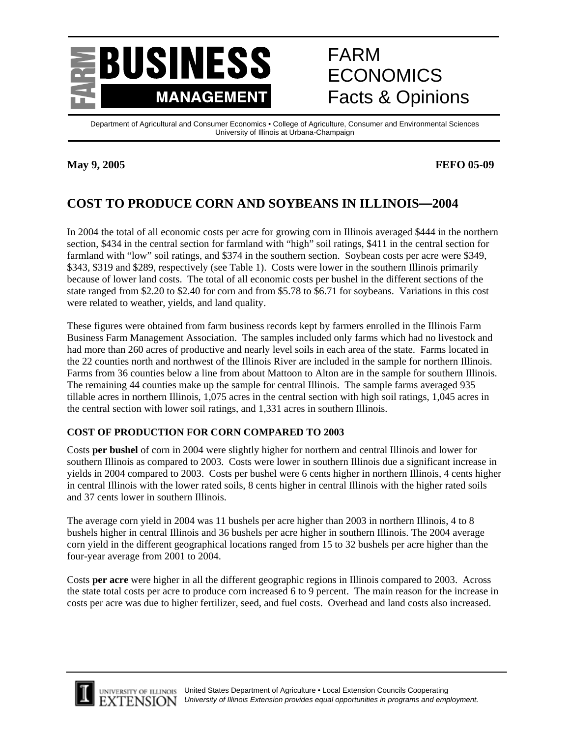# FARM BUSINESS MANAGEMENT

# FARM ECONOMICS Facts & Opinions

Department of Agricultural and Consumer Economics • College of Agriculture, Consumer and Environmental Sciences
University of Illinois at Urbana-Champaign

**May 9, 2005** **FEFO 05-09**

## COST TO PRODUCE CORN AND SOYBEANS IN ILLINOIS—2004

In 2004 the total of all economic costs per acre for growing corn in Illinois averaged $444 in the northern section, $434 in the central section for farmland with "high" soil ratings, $411 in the central section for farmland with "low" soil ratings, and $374 in the southern section. Soybean costs per acre were $349, $343, $319 and $289, respectively (see Table 1). Costs were lower in the southern Illinois primarily because of lower land costs. The total of all economic costs per bushel in the different sections of the state ranged from $2.20 to $2.40 for corn and from $5.78 to $6.71 for soybeans. Variations in this cost were related to weather, yields, and land quality.

These figures were obtained from farm business records kept by farmers enrolled in the Illinois Farm Business Farm Management Association. The samples included only farms which had no livestock and had more than 260 acres of productive and nearly level soils in each area of the state. Farms located in the 22 counties north and northwest of the Illinois River are included in the sample for northern Illinois. Farms from 36 counties below a line from about Mattoon to Alton are in the sample for southern Illinois. The remaining 44 counties make up the sample for central Illinois. The sample farms averaged 935 tillable acres in northern Illinois, 1,075 acres in the central section with high soil ratings, 1,045 acres in the central section with lower soil ratings, and 1,331 acres in southern Illinois.

### COST OF PRODUCTION FOR CORN COMPARED TO 2003

Costs **per bushel** of corn in 2004 were slightly higher for northern and central Illinois and lower for southern Illinois as compared to 2003. Costs were lower in southern Illinois due a significant increase in yields in 2004 compared to 2003. Costs per bushel were 6 cents higher in northern Illinois, 4 cents higher in central Illinois with the lower rated soils, 8 cents higher in central Illinois with the higher rated soils and 37 cents lower in southern Illinois.

The average corn yield in 2004 was 11 bushels per acre higher than 2003 in northern Illinois, 4 to 8 bushels higher in central Illinois and 36 bushels per acre higher in southern Illinois. The 2004 average corn yield in the different geographical locations ranged from 15 to 32 bushels per acre higher than the four-year average from 2001 to 2004.

Costs **per acre** were higher in all the different geographic regions in Illinois compared to 2003. Across the state total costs per acre to produce corn increased 6 to 9 percent. The main reason for the increase in costs per acre was due to higher fertilizer, seed, and fuel costs. Overhead and land costs also increased.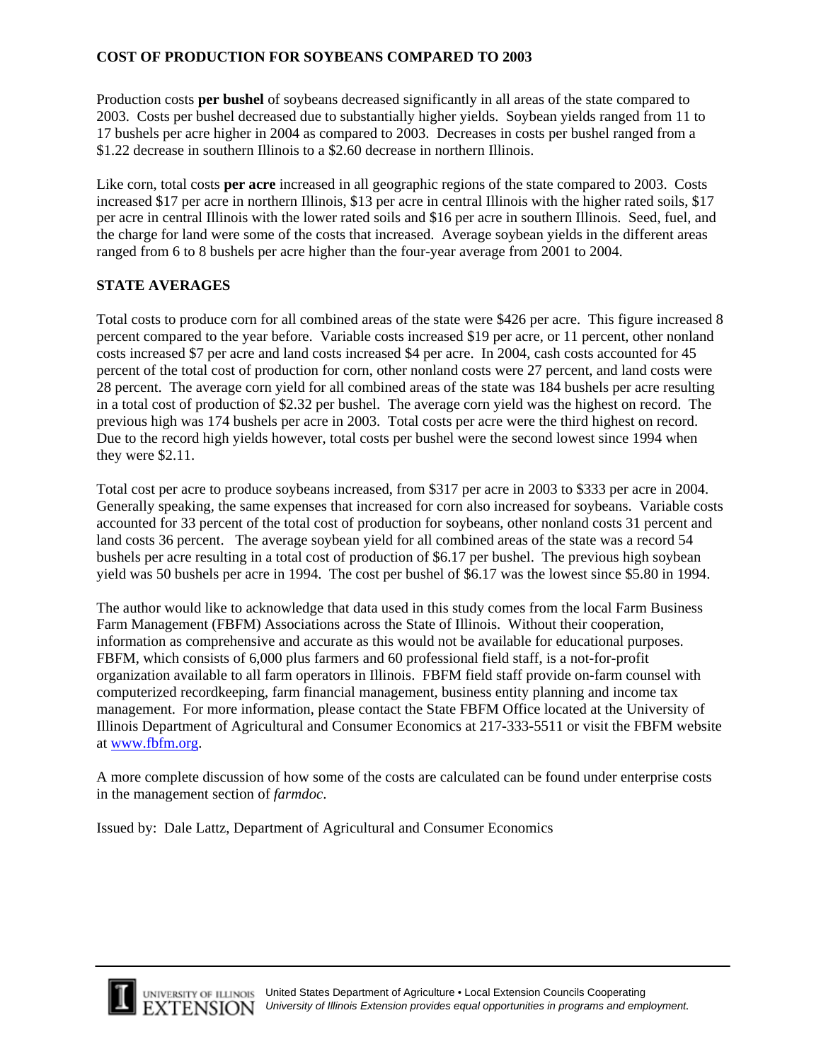## COST OF PRODUCTION FOR SOYBEANS COMPARED TO 2003

Production costs **per bushel** of soybeans decreased significantly in all areas of the state compared to 2003. Costs per bushel decreased due to substantially higher yields. Soybean yields ranged from 11 to 17 bushels per acre higher in 2004 as compared to 2003. Decreases in costs per bushel ranged from a $1.22 decrease in southern Illinois to a $2.60 decrease in northern Illinois.

Like corn, total costs **per acre** increased in all geographic regions of the state compared to 2003. Costs increased $17 per acre in northern Illinois, $13 per acre in central Illinois with the higher rated soils, $17 per acre in central Illinois with the lower rated soils and $16 per acre in southern Illinois. Seed, fuel, and the charge for land were some of the costs that increased. Average soybean yields in the different areas ranged from 6 to 8 bushels per acre higher than the four-year average from 2001 to 2004.

## STATE AVERAGES

Total costs to produce corn for all combined areas of the state were $426 per acre. This figure increased 8 percent compared to the year before. Variable costs increased $19 per acre, or 11 percent, other nonland costs increased $7 per acre and land costs increased $4 per acre. In 2004, cash costs accounted for 45 percent of the total cost of production for corn, other nonland costs were 27 percent, and land costs were 28 percent. The average corn yield for all combined areas of the state was 184 bushels per acre resulting in a total cost of production of $2.32 per bushel. The average corn yield was the highest on record. The previous high was 174 bushels per acre in 2003. Total costs per acre were the third highest on record. Due to the record high yields however, total costs per bushel were the second lowest since 1994 when they were $2.11.

Total cost per acre to produce soybeans increased, from $317 per acre in 2003 to $333 per acre in 2004. Generally speaking, the same expenses that increased for corn also increased for soybeans. Variable costs accounted for 33 percent of the total cost of production for soybeans, other nonland costs 31 percent and land costs 36 percent. The average soybean yield for all combined areas of the state was a record 54 bushels per acre resulting in a total cost of production of $6.17 per bushel. The previous high soybean yield was 50 bushels per acre in 1994. The cost per bushel of $6.17 was the lowest since $5.80 in 1994.

The author would like to acknowledge that data used in this study comes from the local Farm Business Farm Management (FBFM) Associations across the State of Illinois. Without their cooperation, information as comprehensive and accurate as this would not be available for educational purposes. FBFM, which consists of 6,000 plus farmers and 60 professional field staff, is a not-for-profit organization available to all farm operators in Illinois. FBFM field staff provide on-farm counsel with computerized recordkeeping, farm financial management, business entity planning and income tax management. For more information, please contact the State FBFM Office located at the University of Illinois Department of Agricultural and Consumer Economics at 217-333-5511 or visit the FBFM website at www.fbfm.org.

A more complete discussion of how some of the costs are calculated can be found under enterprise costs in the management section of *farmdoc*.

Issued by: Dale Lattz, Department of Agricultural and Consumer Economics

UNIVERSITY OF ILLINOIS EXTENSION United States Department of Agriculture • Local Extension Councils Cooperating
*University of Illinois Extension provides equal opportunities in programs and employment.*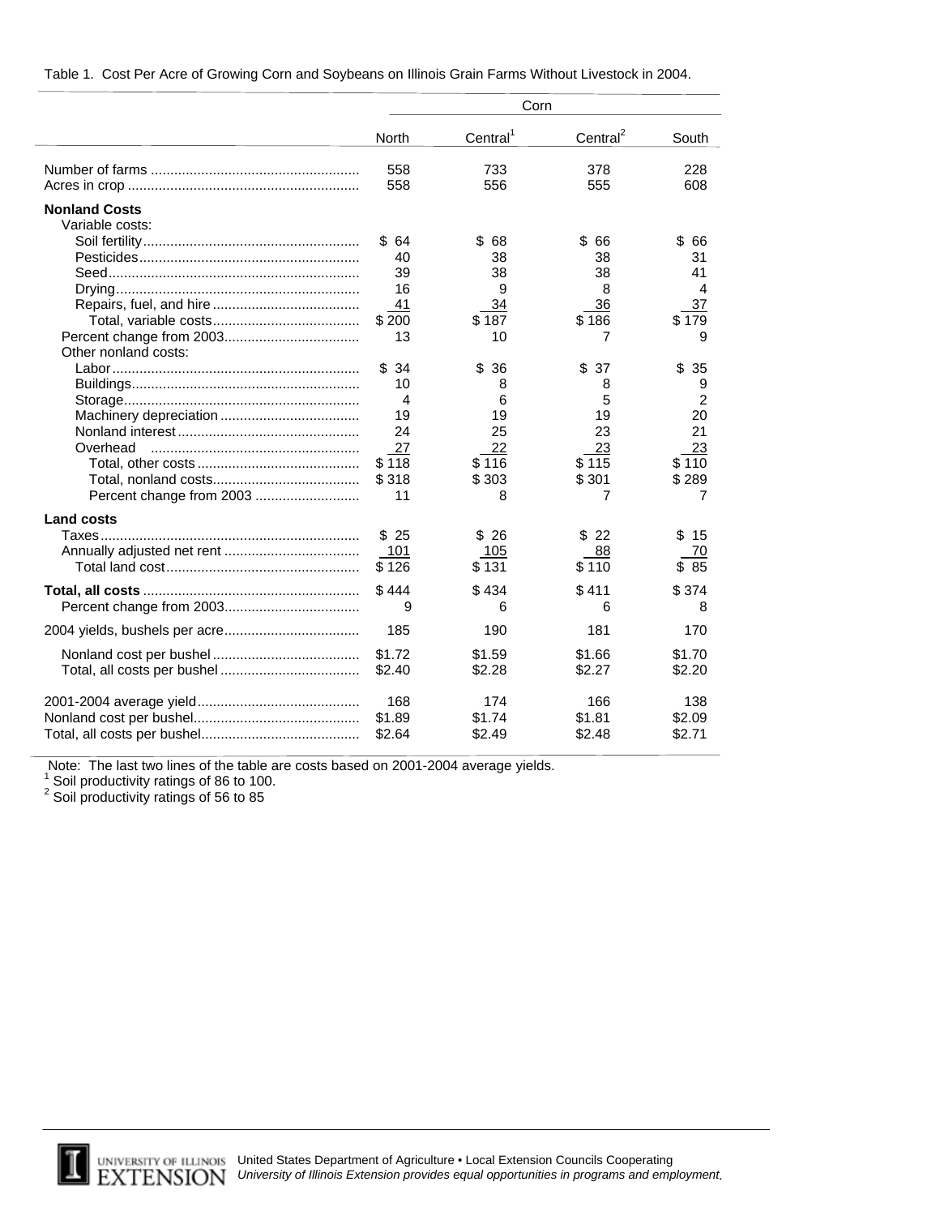Table 1. Cost Per Acre of Growing Corn and Soybeans on Illinois Grain Farms Without Livestock in 2004.

| | Corn | | | |
|---|---|---|---|---|
| | North | Central[1] | Central[2] | South |
| Number of farms | 558 | 733 | 378 | 228 |
| Acres in crop | 558 | 556 | 555 | 608 |
| **Nonland Costs** | | | | |
| Variable costs: | | | | |
| Soil fertility | $ 64 | $ 68 | $ 66 | $ 66 |
| Pesticides | 40 | 38 | 38 | 31 |
| Seed | 39 | 38 | 38 | 41 |
| Drying | 16 | 9 | 8 | 4 |
| Repairs, fuel, and hire | 41 | 34 | 36 | 37 |
| Total, variable costs | $ 200 | $ 187 | $ 186 | $ 179 |
| Percent change from 2003 | 13 | 10 | 7 | 9 |
| Other nonland costs: | | | | |
| Labor | $ 34 | $ 36 | $ 37 | $ 35 |
| Buildings | 10 | 8 | 8 | 9 |
| Storage | 4 | 6 | 5 | 2 |
| Machinery depreciation | 19 | 19 | 19 | 20 |
| Nonland interest | 24 | 25 | 23 | 21 |
| Overhead | 27 | 22 | 23 | 23 |
| Total, other costs | $ 118 | $ 116 | $ 115 | $ 110 |
| Total, nonland costs | $ 318 | $ 303 | $ 301 | $ 289 |
| Percent change from 2003 | 11 | 8 | 7 | 7 |
| **Land costs** | | | | |
| Taxes | $ 25 | $ 26 | $ 22 | $ 15 |
| Annually adjusted net rent | 101 | 105 | 88 | 70 |
| Total land cost | $ 126 | $ 131 | $ 110 | $ 85 |
| **Total, all costs** | $ 444 | $ 434 | $ 411 | $ 374 |
| Percent change from 2003 | 9 | 6 | 6 | 8 |
| 2004 yields, bushels per acre | 185 | 190 | 181 | 170 |
| Nonland cost per bushel | $1.72 | $1.59 | $1.66 | $1.70 |
| Total, all costs per bushel | $2.40 | $2.28 | $2.27 | $2.20 |
| 2001-2004 average yield | 168 | 174 | 166 | 138 |
| Nonland cost per bushel | $1.89 | $1.74 | $1.81 | $2.09 |
| Total, all costs per bushel | $2.64 | $2.49 | $2.48 | $2.71 |

Note: The last two lines of the table are costs based on 2001-2004 average yields.
[1] Soil productivity ratings of 86 to 100.
[2] Soil productivity ratings of 56 to 85

UNIVERSITY OF ILLINOIS EXTENSION United States Department of Agriculture • Local Extension Councils Cooperating
*University of Illinois Extension provides equal opportunities in programs and employment.*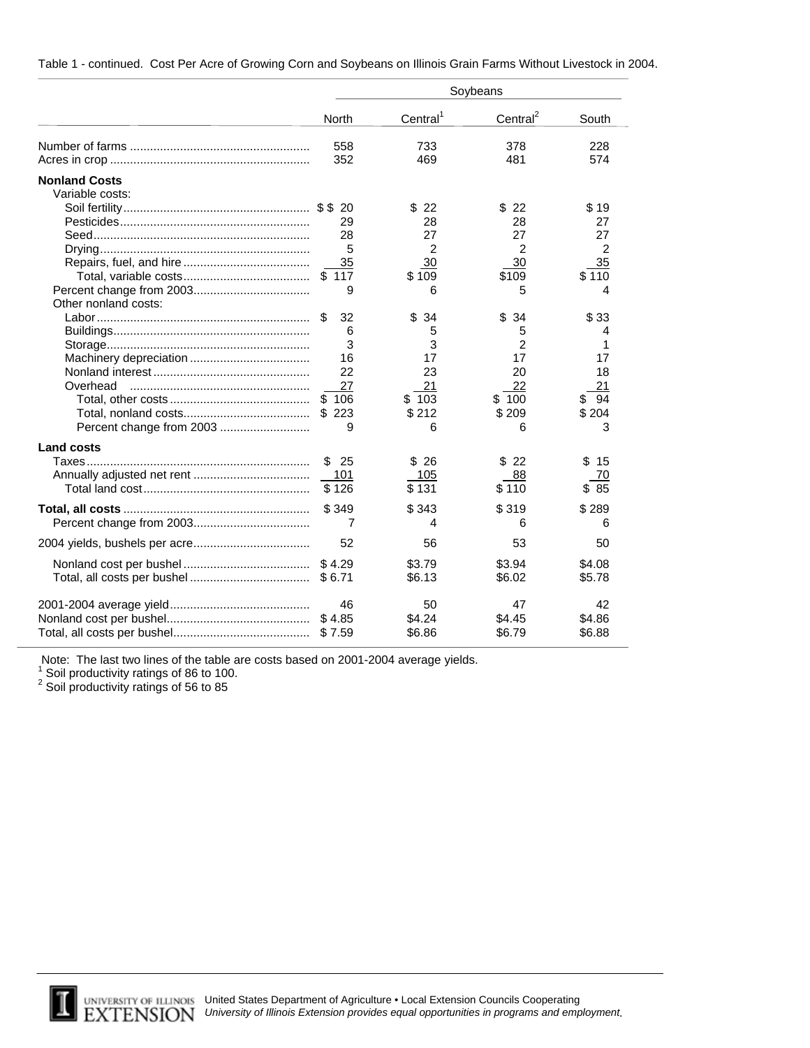Table 1 - continued. Cost Per Acre of Growing Corn and Soybeans on Illinois Grain Farms Without Livestock in 2004.

| | Soybeans | | | |
|---|---|---|---|---|
| | North | Central[1] | Central[2] | South |
| Number of farms | 558 | 733 | 378 | 228 |
| Acres in crop | 352 | 469 | 481 | 574 |
| **Nonland Costs** | | | | |
| Variable costs: | | | | |
| Soil fertility | $ $ 20 | $ 22 | $ 22 | $ 19 |
| Pesticides | 29 | 28 | 28 | 27 |
| Seed | 28 | 27 | 27 | 27 |
| Drying | 5 | 2 | 2 | 2 |
| Repairs, fuel, and hire | 35 | 30 | 30 | 35 |
| Total, variable costs | $ 117 | $ 109 | $109 | $ 110 |
| Percent change from 2003 | 9 | 6 | 5 | 4 |
| Other nonland costs: | | | | |
| Labor | $ 32 | $ 34 | $ 34 | $ 33 |
| Buildings | 6 | 5 | 5 | 4 |
| Storage | 3 | 3 | 2 | 1 |
| Machinery depreciation | 16 | 17 | 17 | 17 |
| Nonland interest | 22 | 23 | 20 | 18 |
| Overhead | 27 | 21 | 22 | 21 |
| Total, other costs | $ 106 | $ 103 | $ 100 | $ 94 |
| Total, nonland costs | $ 223 | $ 212 | $ 209 | $ 204 |
| Percent change from 2003 | 9 | 6 | 6 | 3 |
| **Land costs** | | | | |
| Taxes | $ 25 | $ 26 | $ 22 | $ 15 |
| Annually adjusted net rent | 101 | 105 | 88 | 70 |
| Total land cost | $ 126 | $ 131 | $ 110 | $ 85 |
| **Total, all costs** | $ 349 | $ 343 | $ 319 | $ 289 |
| Percent change from 2003 | 7 | 4 | 6 | 6 |
| 2004 yields, bushels per acre | 52 | 56 | 53 | 50 |
| Nonland cost per bushel | $ 4.29 | $3.79 | $3.94 | $4.08 |
| Total, all costs per bushel | $ 6.71 | $6.13 | $6.02 | $5.78 |
| 2001-2004 average yield | 46 | 50 | 47 | 42 |
| Nonland cost per bushel | $ 4.85 | $4.24 | $4.45 | $4.86 |
| Total, all costs per bushel | $ 7.59 | $6.86 | $6.79 | $6.88 |

Note: The last two lines of the table are costs based on 2001-2004 average yields.

[1] Soil productivity ratings of 86 to 100.

[2] Soil productivity ratings of 56 to 85

UNIVERSITY OF ILLINOIS EXTENSION United States Department of Agriculture • Local Extension Councils Cooperating
*University of Illinois Extension provides equal opportunities in programs and employment.*